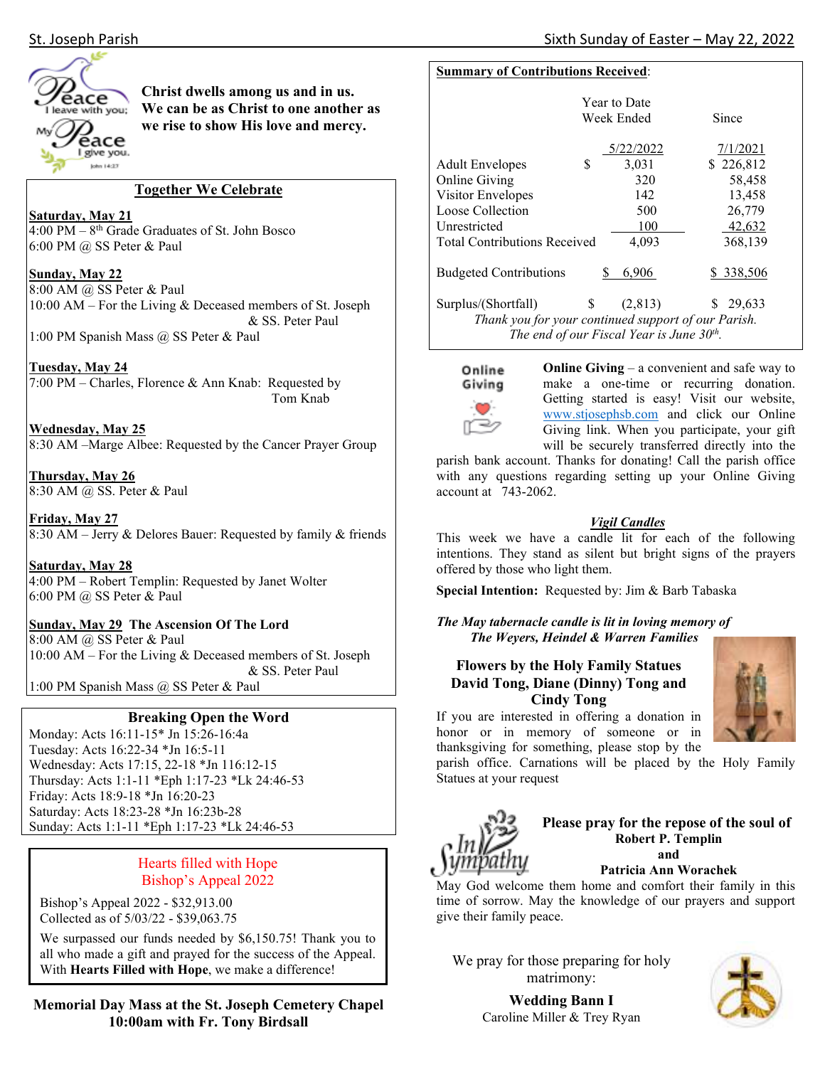**Christ dwells among us and in us. We can be as Christ to one another as we rise to show His love and mercy.**

## Together We Celebrate

**Saturday, May 21**
4:00 PM – 8th Grade Graduates of St. John Bosco
6:00 PM @ SS Peter & Paul

**Sunday, May 22**
8:00 AM @ SS Peter & Paul
10:00 AM – For the Living & Deceased members of St. Joseph & SS. Peter Paul
1:00 PM Spanish Mass @ SS Peter & Paul

**Tuesday, May 24**
7:00 PM – Charles, Florence & Ann Knab: Requested by Tom Knab

**Wednesday, May 25**
8:30 AM –Marge Albee: Requested by the Cancer Prayer Group

**Thursday, May 26**
8:30 AM @ SS. Peter & Paul

**Friday, May 27**
8:30 AM – Jerry & Delores Bauer: Requested by family & friends

**Saturday, May 28**
4:00 PM – Robert Templin: Requested by Janet Wolter
6:00 PM @ SS Peter & Paul

**Sunday, May 29 The Ascension Of The Lord**
8:00 AM @ SS Peter & Paul
10:00 AM – For the Living & Deceased members of St. Joseph & SS. Peter Paul
1:00 PM Spanish Mass @ SS Peter & Paul

## Breaking Open the Word

Monday: Acts 16:11-15* Jn 15:26-16:4a
Tuesday: Acts 16:22-34 *Jn 16:5-11
Wednesday: Acts 17:15, 22-18 *Jn 116:12-15
Thursday: Acts 1:1-11 *Eph 1:17-23 *Lk 24:46-53
Friday: Acts 18:9-18 *Jn 16:20-23
Saturday: Acts 18:23-28 *Jn 16:23b-28
Sunday: Acts 1:1-11 *Eph 1:17-23 *Lk 24:46-53

## Hearts filled with Hope
## Bishop's Appeal 2022

Bishop's Appeal 2022 - $32,913.00
Collected as of 5/03/22 - $39,063.75

We surpassed our funds needed by $6,150.75! Thank you to all who made a gift and prayed for the success of the Appeal. With **Hearts Filled with Hope**, we make a difference!

**Memorial Day Mass at the St. Joseph Cemetery Chapel 10:00am with Fr. Tony Birdsall**

## Summary of Contributions Received:

| | Year to Date Week Ended 5/22/2022 | Since 7/1/2021 |
|---|---|---|
| Adult Envelopes | $ 3,031 | $ 226,812 |
| Online Giving | 320 | 58,458 |
| Visitor Envelopes | 142 | 13,458 |
| Loose Collection | 500 | 26,779 |
| Unrestricted | 100 | 42,632 |
| Total Contributions Received | 4,093 | 368,139 |
| Budgeted Contributions | $ 6,906 | $ 338,506 |
| Surplus/(Shortfall) | $ (2,813) | $ 29,633 |

*Thank you for your continued support of our Parish.*
*The end of our Fiscal Year is June 30th.*

**Online Giving** – a convenient and safe way to make a one-time or recurring donation. Getting started is easy! Visit our website, www.stjosephsb.com and click our Online Giving link. When you participate, your gift will be securely transferred directly into the parish bank account. Thanks for donating! Call the parish office with any questions regarding setting up your Online Giving account at 743-2062.

### *Vigil Candles*

This week we have a candle lit for each of the following intentions. They stand as silent but bright signs of the prayers offered by those who light them.

**Special Intention:** Requested by: Jim & Barb Tabaska

***The May tabernacle candle is lit in loving memory of The Weyers, Heindel & Warren Families***

### Flowers by the Holy Family Statues
### David Tong, Diane (Dinny) Tong and Cindy Tong

If you are interested in offering a donation in honor or in memory of someone or in thanksgiving for something, please stop by the parish office. Carnations will be placed by the Holy Family Statues at your request

**Please pray for the repose of the soul of**
**Robert P. Templin**
**and**
**Patricia Ann Worachek**

May God welcome them home and comfort their family in this time of sorrow. May the knowledge of our prayers and support give their family peace.

We pray for those preparing for holy matrimony:

**Wedding Bann I**
Caroline Miller & Trey Ryan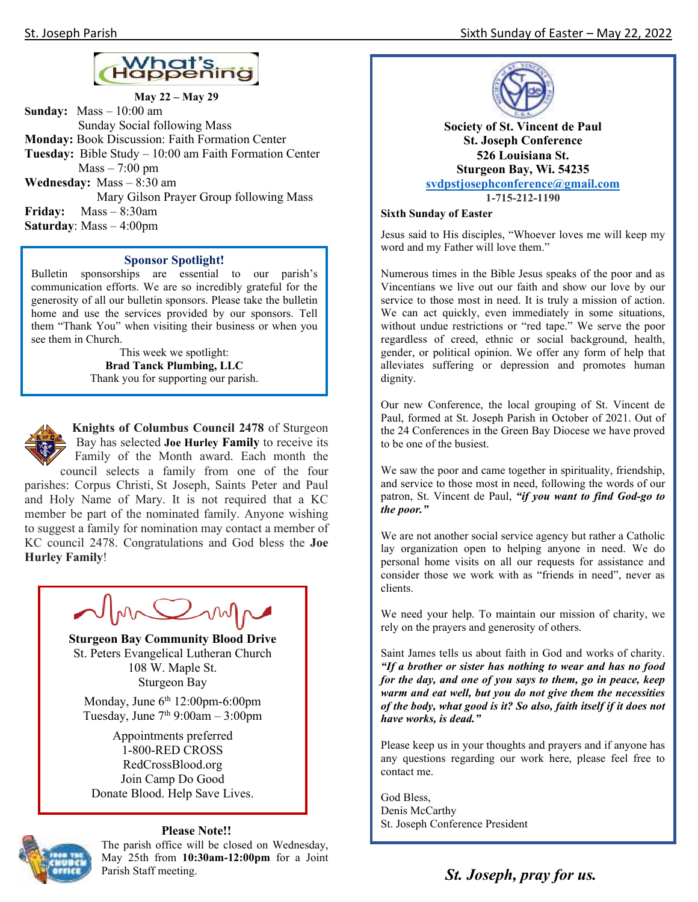## What's Happening

**May 22 – May 29**

**Sunday:** Mass – 10:00 am
Sunday Social following Mass
**Monday:** Book Discussion: Faith Formation Center
**Tuesday:** Bible Study – 10:00 am Faith Formation Center
Mass – 7:00 pm
**Wednesday:** Mass – 8:30 am
Mary Gilson Prayer Group following Mass
**Friday:** Mass – 8:30am
**Saturday**: Mass – 4:00pm

### Sponsor Spotlight!

Bulletin sponsorships are essential to our parish's communication efforts. We are so incredibly grateful for the generosity of all our bulletin sponsors. Please take the bulletin home and use the services provided by our sponsors. Tell them "Thank You" when visiting their business or when you see them in Church.

This week we spotlight:
**Brad Tanck Plumbing, LLC**
Thank you for supporting our parish.

**Knights of Columbus Council 2478** of Sturgeon Bay has selected **Joe Hurley Family** to receive its Family of the Month award. Each month the council selects a family from one of the four parishes: Corpus Christi, St Joseph, Saints Peter and Paul and Holy Name of Mary. It is not required that a KC member be part of the nominated family. Anyone wishing to suggest a family for nomination may contact a member of KC council 2478. Congratulations and God bless the **Joe Hurley Family**!

**Sturgeon Bay Community Blood Drive**
St. Peters Evangelical Lutheran Church
108 W. Maple St.
Sturgeon Bay

Monday, June 6th 12:00pm-6:00pm
Tuesday, June 7th 9:00am – 3:00pm

Appointments preferred
1-800-RED CROSS
RedCrossBlood.org
Join Camp Do Good
Donate Blood. Help Save Lives.

**Please Note!!**
The parish office will be closed on Wednesday, May 25th from **10:30am-12:00pm** for a Joint Parish Staff meeting.

**Society of St. Vincent de Paul**
**St. Joseph Conference**
**526 Louisiana St.**
**Sturgeon Bay, Wi. 54235**
**svdpstjosephconference@gmail.com**
**1-715-212-1190**

**Sixth Sunday of Easter**

Jesus said to His disciples, "Whoever loves me will keep my word and my Father will love them."

Numerous times in the Bible Jesus speaks of the poor and as Vincentians we live out our faith and show our love by our service to those most in need. It is truly a mission of action. We can act quickly, even immediately in some situations, without undue restrictions or "red tape." We serve the poor regardless of creed, ethnic or social background, health, gender, or political opinion. We offer any form of help that alleviates suffering or depression and promotes human dignity.

Our new Conference, the local grouping of St. Vincent de Paul, formed at St. Joseph Parish in October of 2021. Out of the 24 Conferences in the Green Bay Diocese we have proved to be one of the busiest.

We saw the poor and came together in spirituality, friendship, and service to those most in need, following the words of our patron, St. Vincent de Paul, ***"if you want to find God-go to the poor."***

We are not another social service agency but rather a Catholic lay organization open to helping anyone in need. We do personal home visits on all our requests for assistance and consider those we work with as "friends in need", never as clients.

We need your help. To maintain our mission of charity, we rely on the prayers and generosity of others.

Saint James tells us about faith in God and works of charity. ***"If a brother or sister has nothing to wear and has no food for the day, and one of you says to them, go in peace, keep warm and eat well, but you do not give them the necessities of the body, what good is it? So also, faith itself if it does not have works, is dead."***

Please keep us in your thoughts and prayers and if anyone has any questions regarding our work here, please feel free to contact me.

God Bless,
Denis McCarthy
St. Joseph Conference President

***St. Joseph, pray for us.***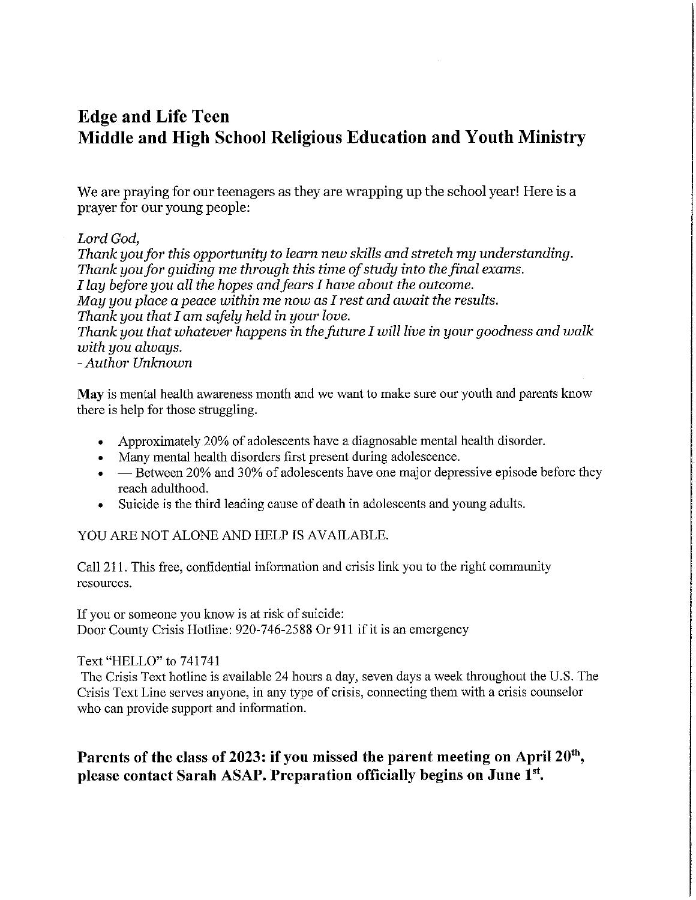## Edge and Life Teen
## Middle and High School Religious Education and Youth Ministry

We are praying for our teenagers as they are wrapping up the school year! Here is a prayer for our young people:

*Lord God,*
*Thank you for this opportunity to learn new skills and stretch my understanding.*
*Thank you for guiding me through this time of study into the final exams.*
*I lay before you all the hopes and fears I have about the outcome.*
*May you place a peace within me now as I rest and await the results.*
*Thank you that I am safely held in your love.*
*Thank you that whatever happens in the future I will live in your goodness and walk with you always.*
*- Author Unknown*

**May** is mental health awareness month and we want to make sure our youth and parents know there is help for those struggling.

- Approximately 20% of adolescents have a diagnosable mental health disorder.
- Many mental health disorders first present during adolescence.
- — Between 20% and 30% of adolescents have one major depressive episode before they reach adulthood.
- Suicide is the third leading cause of death in adolescents and young adults.

YOU ARE NOT ALONE AND HELP IS AVAILABLE.

Call 211. This free, confidential information and crisis link you to the right community resources.

If you or someone you know is at risk of suicide:
Door County Crisis Hotline: 920-746-2588 Or 911 if it is an emergency

Text "HELLO" to 741741
The Crisis Text hotline is available 24 hours a day, seven days a week throughout the U.S. The Crisis Text Line serves anyone, in any type of crisis, connecting them with a crisis counselor who can provide support and information.

**Parents of the class of 2023: if you missed the parent meeting on April 20th, please contact Sarah ASAP. Preparation officially begins on June 1st.**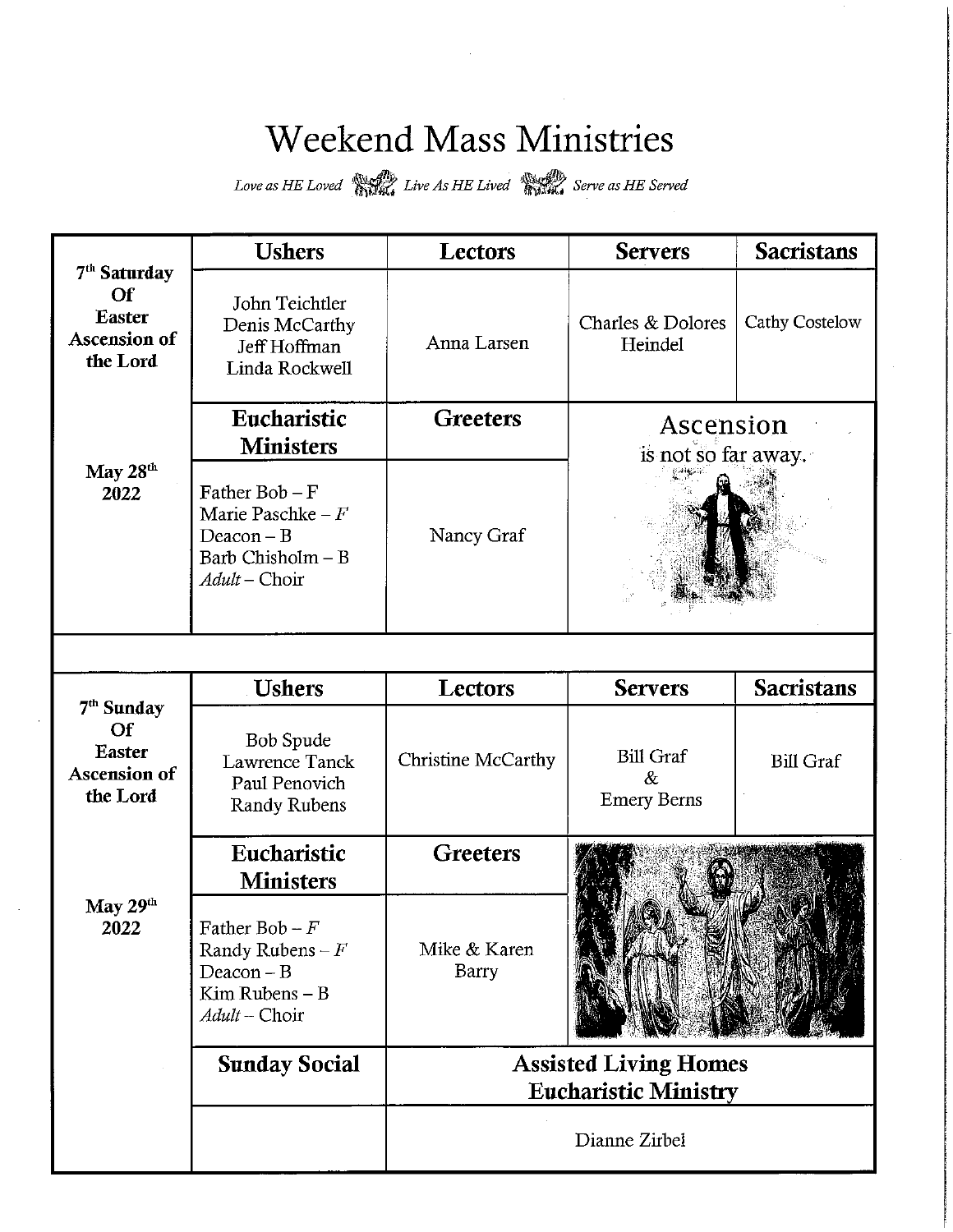# Weekend Mass Ministries

*Love as HE Loved* *Live As HE Lived* *Serve as HE Served*

| | | | | |
|---|---|---|---|---|
| **7th Saturday Of Easter Ascension of the Lord** | **Ushers** | **Lectors** | **Servers** | **Sacristans** |
| | John Teichtler<br>Denis McCarthy<br>Jeff Hoffman<br>Linda Rockwell | Anna Larsen | Charles & Dolores Heindel | Cathy Costelow |
| **May 28th 2022** | **Eucharistic Ministers** | **Greeters** | Ascension is not so far away. | |
| | Father Bob – F<br>Marie Paschke – *F*<br>Deacon – B<br>Barb Chisholm – B<br>*Adult* – Choir | Nancy Graf | | |

| | | | | |
|---|---|---|---|---|
| **7th Sunday Of Easter Ascension of the Lord** | **Ushers** | **Lectors** | **Servers** | **Sacristans** |
| | Bob Spude<br>Lawrence Tanck<br>Paul Penovich<br>Randy Rubens | Christine McCarthy | Bill Graf<br>&<br>Emery Berns | Bill Graf |
| **May 29th 2022** | **Eucharistic Ministers** | **Greeters** | | |
| | Father Bob – *F*<br>Randy Rubens – *F*<br>Deacon – B<br>Kim Rubens – B<br>*Adult* – Choir | Mike & Karen Barry | | |
| | **Sunday Social** | **Assisted Living Homes Eucharistic Ministry** | | |
| | | Dianne Zirbel | | |